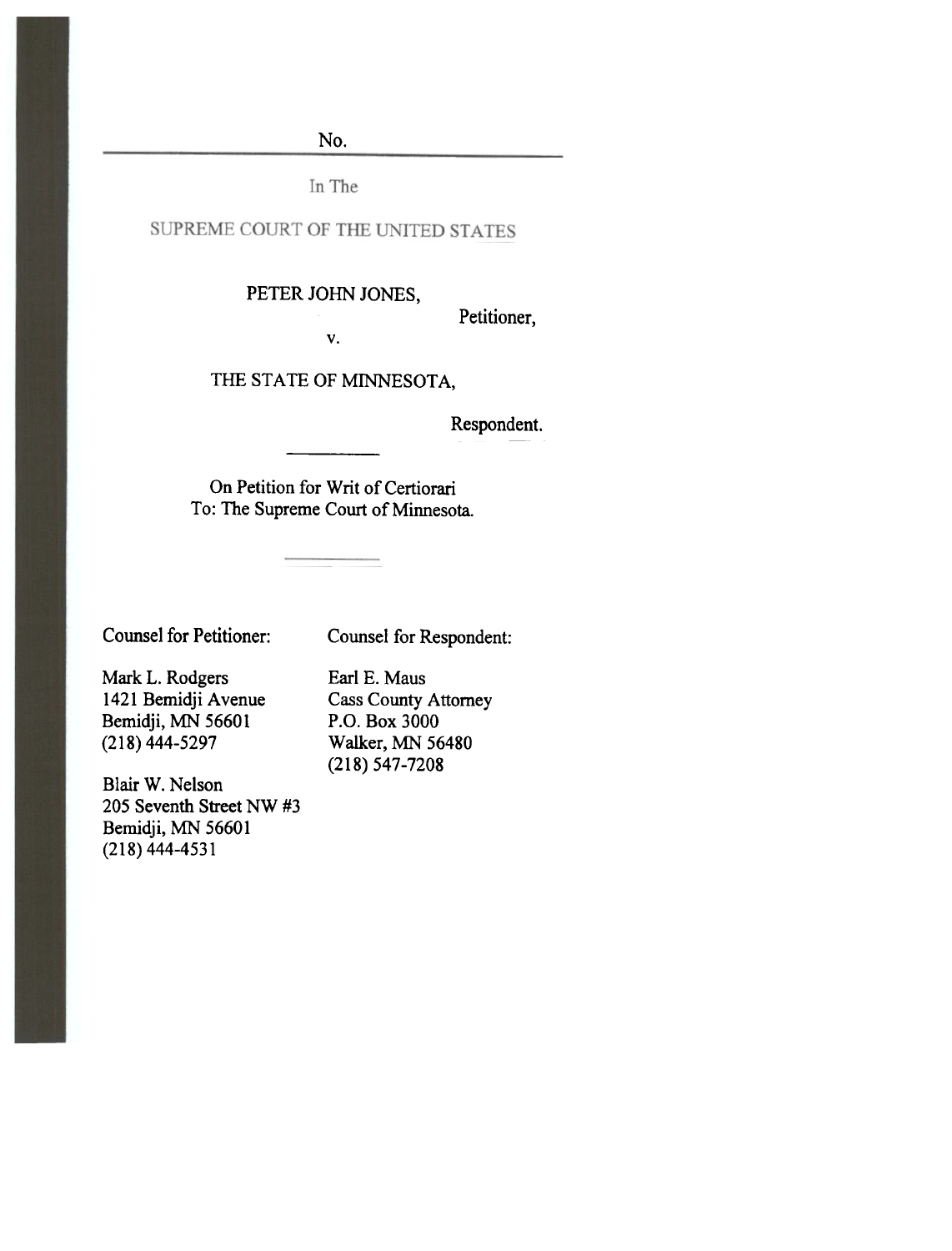No.

---

In The

SUPREME COURT OF THE UNITED STATES

PETER JOHN JONES,

Petitioner,

v.

THE STATE OF MINNESOTA,

Respondent.

---

On Petition for Writ of Certiorari
To: The Supreme Court of Minnesota.

---

Counsel for Petitioner:

Mark L. Rodgers
1421 Bemidji Avenue
Bemidji, MN 56601
(218) 444-5297

Blair W. Nelson
205 Seventh Street NW #3
Bemidji, MN 56601
(218) 444-4531

Counsel for Respondent:

Earl E. Maus
Cass County Attorney
P.O. Box 3000
Walker, MN 56480
(218) 547-7208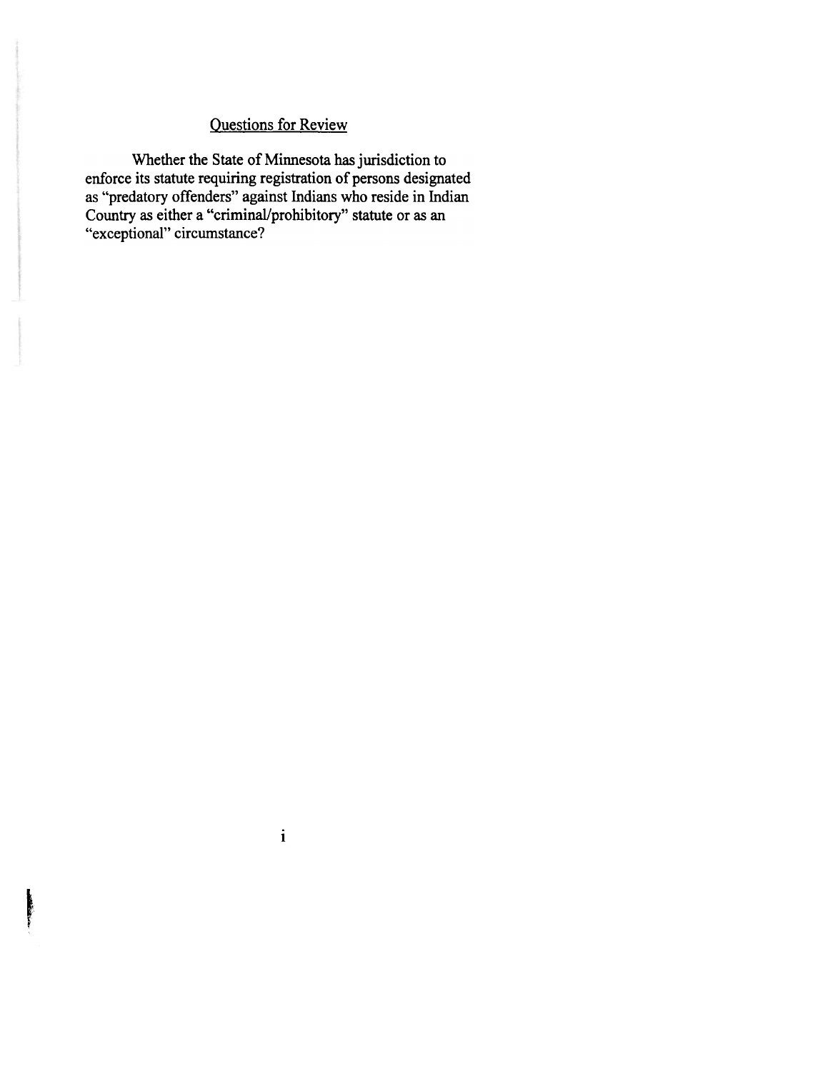## Questions for Review

Whether the State of Minnesota has jurisdiction to enforce its statute requiring registration of persons designated as "predatory offenders" against Indians who reside in Indian Country as either a "criminal/prohibitory" statute or as an "exceptional" circumstance?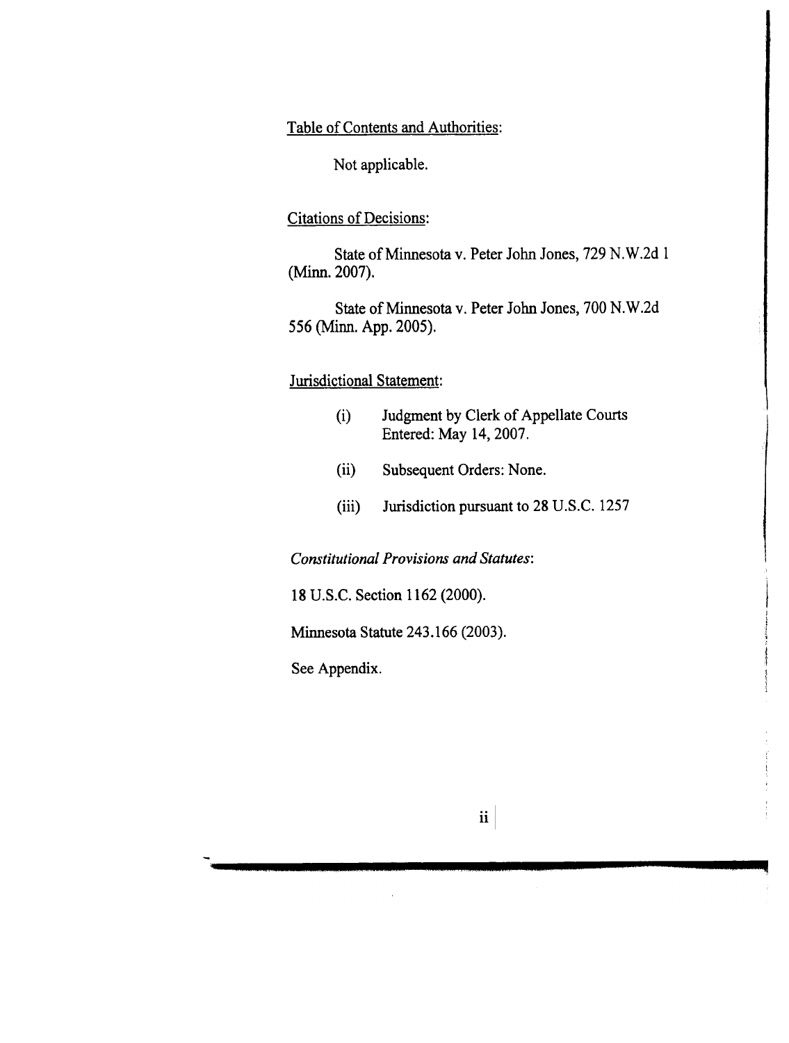<u>Table of Contents and Authorities</u>:

Not applicable.

<u>Citations of Decisions</u>:

State of Minnesota v. Peter John Jones, 729 N.W.2d 1 (Minn. 2007).

State of Minnesota v. Peter John Jones, 700 N.W.2d 556 (Minn. App. 2005).

<u>Jurisdictional Statement</u>:

(i) Judgment by Clerk of Appellate Courts Entered: May 14, 2007.

(ii) Subsequent Orders: None.

(iii) Jurisdiction pursuant to 28 U.S.C. 1257

*Constitutional Provisions and Statutes*:

18 U.S.C. Section 1162 (2000).

Minnesota Statute 243.166 (2003).

See Appendix.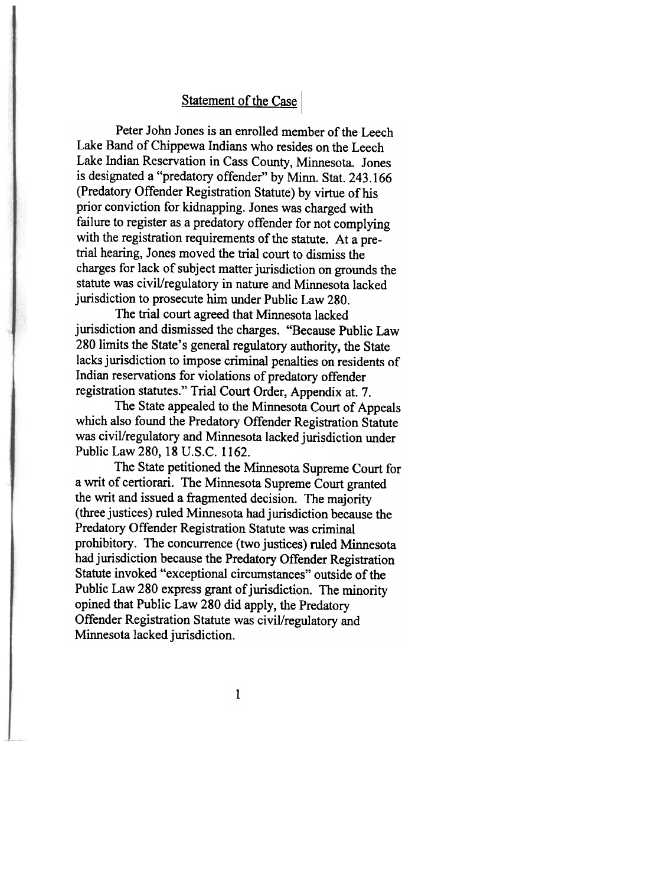## Statement of the Case

Peter John Jones is an enrolled member of the Leech Lake Band of Chippewa Indians who resides on the Leech Lake Indian Reservation in Cass County, Minnesota. Jones is designated a "predatory offender" by Minn. Stat. 243.166 (Predatory Offender Registration Statute) by virtue of his prior conviction for kidnapping. Jones was charged with failure to register as a predatory offender for not complying with the registration requirements of the statute. At a pre-trial hearing, Jones moved the trial court to dismiss the charges for lack of subject matter jurisdiction on grounds the statute was civil/regulatory in nature and Minnesota lacked jurisdiction to prosecute him under Public Law 280.

The trial court agreed that Minnesota lacked jurisdiction and dismissed the charges. "Because Public Law 280 limits the State's general regulatory authority, the State lacks jurisdiction to impose criminal penalties on residents of Indian reservations for violations of predatory offender registration statutes." Trial Court Order, Appendix at. 7.

The State appealed to the Minnesota Court of Appeals which also found the Predatory Offender Registration Statute was civil/regulatory and Minnesota lacked jurisdiction under Public Law 280, 18 U.S.C. 1162.

The State petitioned the Minnesota Supreme Court for a writ of certiorari. The Minnesota Supreme Court granted the writ and issued a fragmented decision. The majority (three justices) ruled Minnesota had jurisdiction because the Predatory Offender Registration Statute was criminal prohibitory. The concurrence (two justices) ruled Minnesota had jurisdiction because the Predatory Offender Registration Statute invoked "exceptional circumstances" outside of the Public Law 280 express grant of jurisdiction. The minority opined that Public Law 280 did apply, the Predatory Offender Registration Statute was civil/regulatory and Minnesota lacked jurisdiction.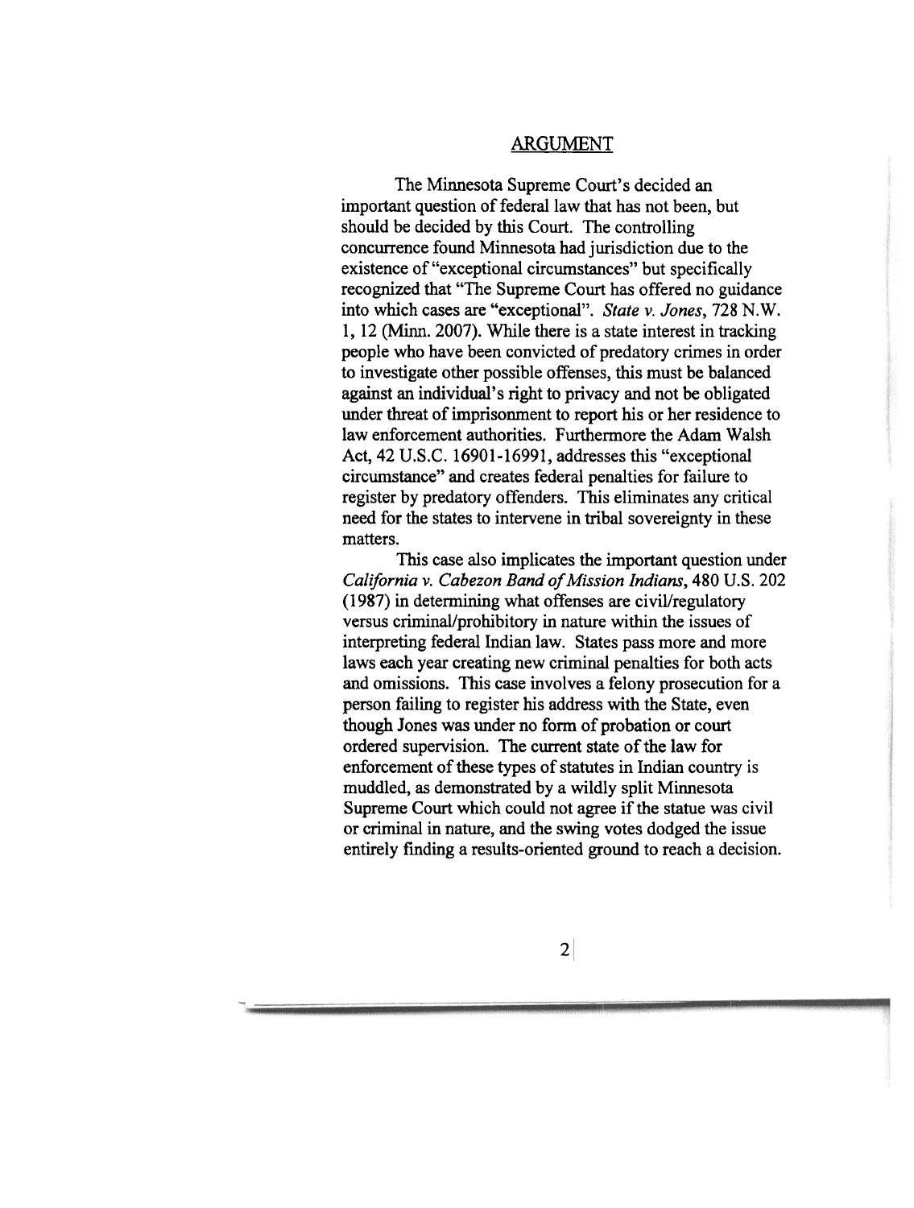## ARGUMENT

The Minnesota Supreme Court's decided an important question of federal law that has not been, but should be decided by this Court. The controlling concurrence found Minnesota had jurisdiction due to the existence of "exceptional circumstances" but specifically recognized that "The Supreme Court has offered no guidance into which cases are "exceptional". *State v. Jones*, 728 N.W. 1, 12 (Minn. 2007). While there is a state interest in tracking people who have been convicted of predatory crimes in order to investigate other possible offenses, this must be balanced against an individual's right to privacy and not be obligated under threat of imprisonment to report his or her residence to law enforcement authorities. Furthermore the Adam Walsh Act, 42 U.S.C. 16901-16991, addresses this "exceptional circumstance" and creates federal penalties for failure to register by predatory offenders. This eliminates any critical need for the states to intervene in tribal sovereignty in these matters.

This case also implicates the important question under *California v. Cabezon Band of Mission Indians*, 480 U.S. 202 (1987) in determining what offenses are civil/regulatory versus criminal/prohibitory in nature within the issues of interpreting federal Indian law. States pass more and more laws each year creating new criminal penalties for both acts and omissions. This case involves a felony prosecution for a person failing to register his address with the State, even though Jones was under no form of probation or court ordered supervision. The current state of the law for enforcement of these types of statutes in Indian country is muddled, as demonstrated by a wildly split Minnesota Supreme Court which could not agree if the statue was civil or criminal in nature, and the swing votes dodged the issue entirely finding a results-oriented ground to reach a decision.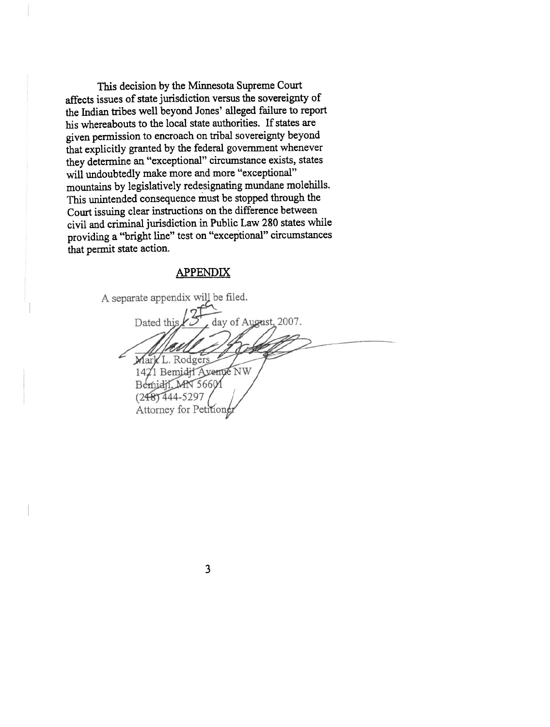This decision by the Minnesota Supreme Court affects issues of state jurisdiction versus the sovereignty of the Indian tribes well beyond Jones' alleged failure to report his whereabouts to the local state authorities. If states are given permission to encroach on tribal sovereignty beyond that explicitly granted by the federal government whenever they determine an "exceptional" circumstance exists, states will undoubtedly make more and more "exceptional" mountains by legislatively redesignating mundane molehills. This unintended consequence must be stopped through the Court issuing clear instructions on the difference between civil and criminal jurisdiction in Public Law 280 states while providing a "bright line" test on "exceptional" circumstances that permit state action.

## APPENDIX

A separate appendix will be filed.

Dated this 13th day of August, 2007.

Mark L. Rodgers
1421 Bemidji Avenue NW
Bemidji, MN 56601
(248) 444-5297
Attorney for Petitioner